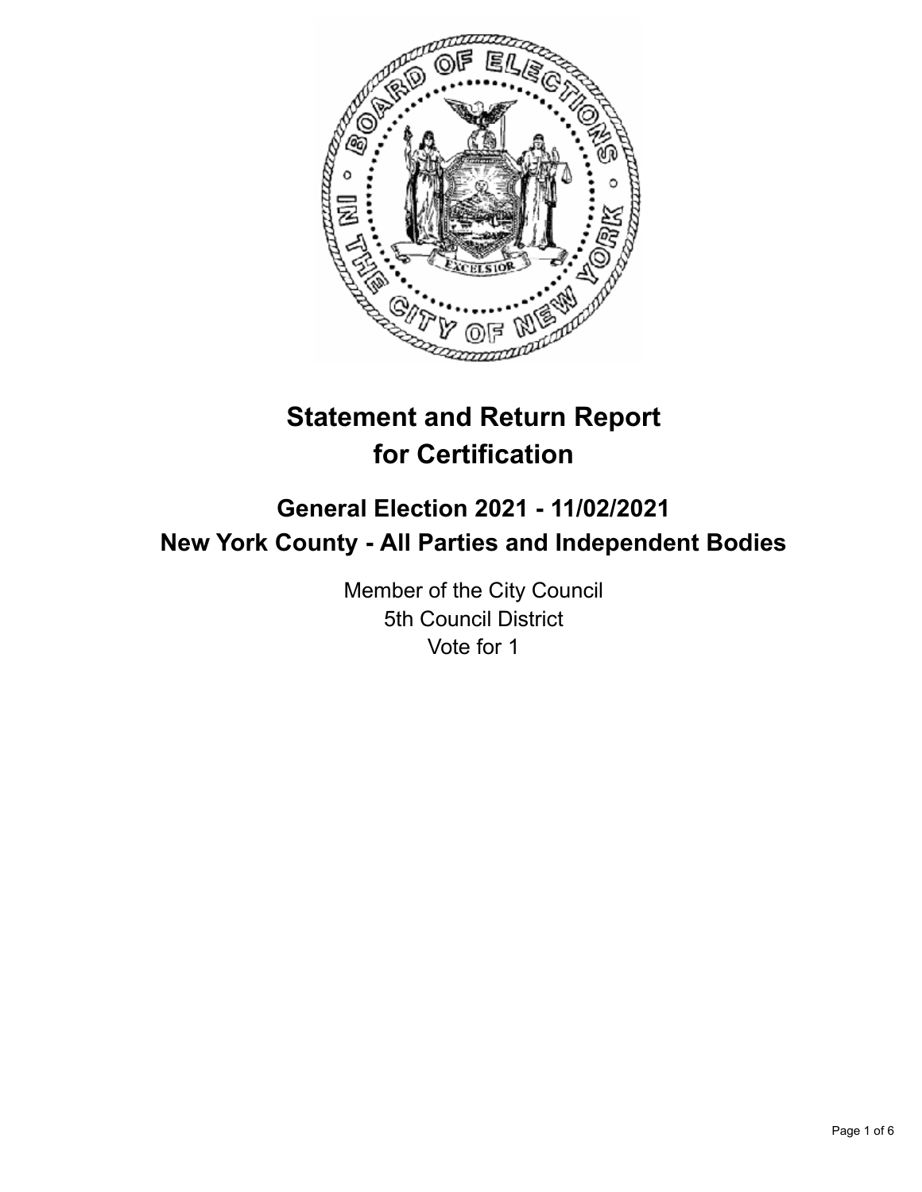# Statement and Return Report for Certification

## General Election 2021 - 11/02/2021
## New York County - All Parties and Independent Bodies

Member of the City Council
5th Council District
Vote for 1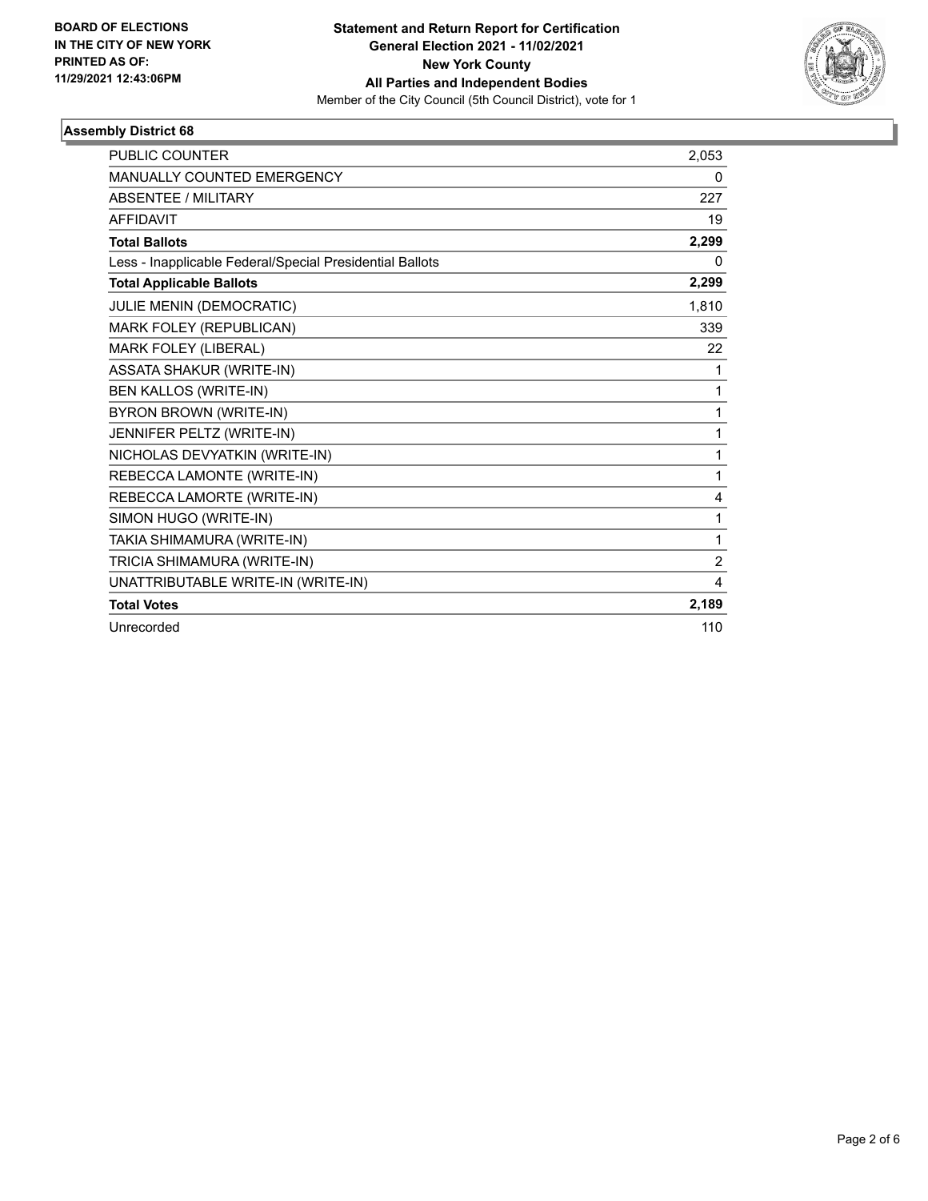**BOARD OF ELECTIONS IN THE CITY OF NEW YORK PRINTED AS OF: 11/29/2021 12:43:06PM**

**Statement and Return Report for Certification General Election 2021 - 11/02/2021 New York County All Parties and Independent Bodies**

Member of the City Council (5th Council District), vote for 1

## Assembly District 68

| | |
|---|---|
| PUBLIC COUNTER | 2,053 |
| MANUALLY COUNTED EMERGENCY | 0 |
| ABSENTEE / MILITARY | 227 |
| AFFIDAVIT | 19 |
| **Total Ballots** | **2,299** |
| Less - Inapplicable Federal/Special Presidential Ballots | 0 |
| **Total Applicable Ballots** | **2,299** |
| JULIE MENIN (DEMOCRATIC) | 1,810 |
| MARK FOLEY (REPUBLICAN) | 339 |
| MARK FOLEY (LIBERAL) | 22 |
| ASSATA SHAKUR (WRITE-IN) | 1 |
| BEN KALLOS (WRITE-IN) | 1 |
| BYRON BROWN (WRITE-IN) | 1 |
| JENNIFER PELTZ (WRITE-IN) | 1 |
| NICHOLAS DEVYATKIN (WRITE-IN) | 1 |
| REBECCA LAMONTE (WRITE-IN) | 1 |
| REBECCA LAMORTE (WRITE-IN) | 4 |
| SIMON HUGO (WRITE-IN) | 1 |
| TAKIA SHIMAMURA (WRITE-IN) | 1 |
| TRICIA SHIMAMURA (WRITE-IN) | 2 |
| UNATTRIBUTABLE WRITE-IN (WRITE-IN) | 4 |
| **Total Votes** | **2,189** |
| Unrecorded | 110 |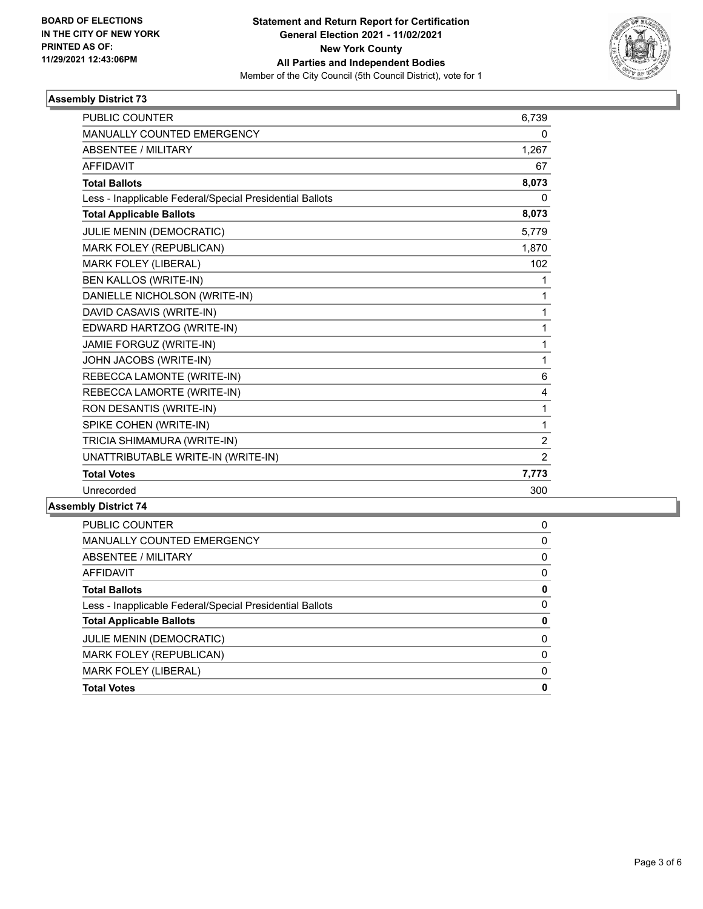BOARD OF ELECTIONS
IN THE CITY OF NEW YORK
PRINTED AS OF:
11/29/2021 12:43:06PM

**Statement and Return Report for Certification**
**General Election 2021 - 11/02/2021**
**New York County**
**All Parties and Independent Bodies**
Member of the City Council (5th Council District), vote for 1

## Assembly District 73

| | |
|---|---|
| PUBLIC COUNTER | 6,739 |
| MANUALLY COUNTED EMERGENCY | 0 |
| ABSENTEE / MILITARY | 1,267 |
| AFFIDAVIT | 67 |
| **Total Ballots** | **8,073** |
| Less - Inapplicable Federal/Special Presidential Ballots | 0 |
| **Total Applicable Ballots** | **8,073** |
| JULIE MENIN (DEMOCRATIC) | 5,779 |
| MARK FOLEY (REPUBLICAN) | 1,870 |
| MARK FOLEY (LIBERAL) | 102 |
| BEN KALLOS (WRITE-IN) | 1 |
| DANIELLE NICHOLSON (WRITE-IN) | 1 |
| DAVID CASAVIS (WRITE-IN) | 1 |
| EDWARD HARTZOG (WRITE-IN) | 1 |
| JAMIE FORGUZ (WRITE-IN) | 1 |
| JOHN JACOBS (WRITE-IN) | 1 |
| REBECCA LAMONTE (WRITE-IN) | 6 |
| REBECCA LAMORTE (WRITE-IN) | 4 |
| RON DESANTIS (WRITE-IN) | 1 |
| SPIKE COHEN (WRITE-IN) | 1 |
| TRICIA SHIMAMURA (WRITE-IN) | 2 |
| UNATTRIBUTABLE WRITE-IN (WRITE-IN) | 2 |
| **Total Votes** | **7,773** |
| Unrecorded | 300 |

## Assembly District 74

| | |
|---|---|
| PUBLIC COUNTER | 0 |
| MANUALLY COUNTED EMERGENCY | 0 |
| ABSENTEE / MILITARY | 0 |
| AFFIDAVIT | 0 |
| **Total Ballots** | **0** |
| Less - Inapplicable Federal/Special Presidential Ballots | 0 |
| **Total Applicable Ballots** | **0** |
| JULIE MENIN (DEMOCRATIC) | 0 |
| MARK FOLEY (REPUBLICAN) | 0 |
| MARK FOLEY (LIBERAL) | 0 |
| **Total Votes** | **0** |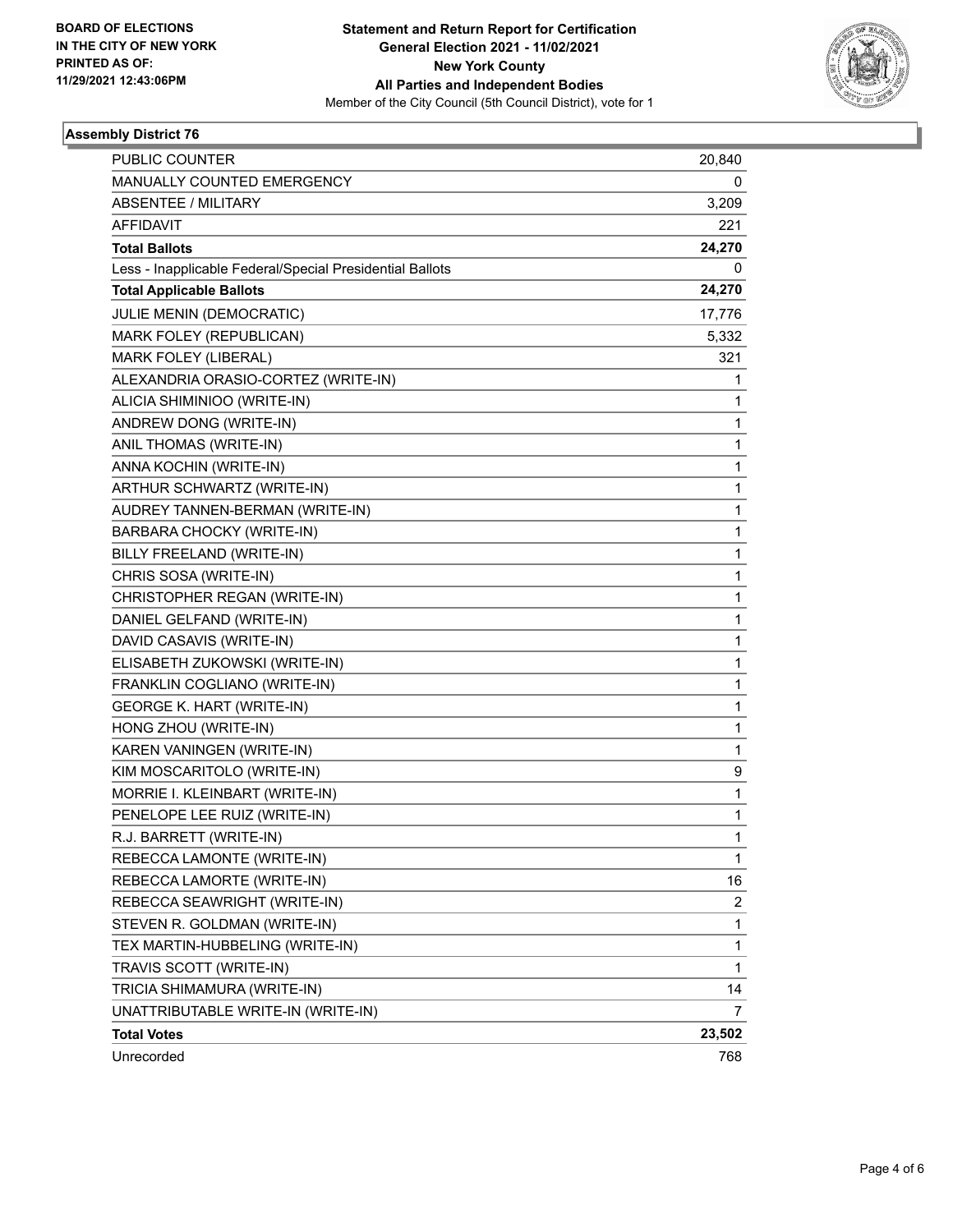BOARD OF ELECTIONS
IN THE CITY OF NEW YORK
PRINTED AS OF:
11/29/2021 12:43:06PM

**Statement and Return Report for Certification**
**General Election 2021 - 11/02/2021**
**New York County**
**All Parties and Independent Bodies**
Member of the City Council (5th Council District), vote for 1

### Assembly District 76

| | |
|---|---|
| PUBLIC COUNTER | 20,840 |
| MANUALLY COUNTED EMERGENCY | 0 |
| ABSENTEE / MILITARY | 3,209 |
| AFFIDAVIT | 221 |
| **Total Ballots** | **24,270** |
| Less - Inapplicable Federal/Special Presidential Ballots | 0 |
| **Total Applicable Ballots** | **24,270** |
| JULIE MENIN (DEMOCRATIC) | 17,776 |
| MARK FOLEY (REPUBLICAN) | 5,332 |
| MARK FOLEY (LIBERAL) | 321 |
| ALEXANDRIA ORASIO-CORTEZ (WRITE-IN) | 1 |
| ALICIA SHIMINIOO (WRITE-IN) | 1 |
| ANDREW DONG (WRITE-IN) | 1 |
| ANIL THOMAS (WRITE-IN) | 1 |
| ANNA KOCHIN (WRITE-IN) | 1 |
| ARTHUR SCHWARTZ (WRITE-IN) | 1 |
| AUDREY TANNEN-BERMAN (WRITE-IN) | 1 |
| BARBARA CHOCKY (WRITE-IN) | 1 |
| BILLY FREELAND (WRITE-IN) | 1 |
| CHRIS SOSA (WRITE-IN) | 1 |
| CHRISTOPHER REGAN (WRITE-IN) | 1 |
| DANIEL GELFAND (WRITE-IN) | 1 |
| DAVID CASAVIS (WRITE-IN) | 1 |
| ELISABETH ZUKOWSKI (WRITE-IN) | 1 |
| FRANKLIN COGLIANO (WRITE-IN) | 1 |
| GEORGE K. HART (WRITE-IN) | 1 |
| HONG ZHOU (WRITE-IN) | 1 |
| KAREN VANINGEN (WRITE-IN) | 1 |
| KIM MOSCARITOLO (WRITE-IN) | 9 |
| MORRIE I. KLEINBART (WRITE-IN) | 1 |
| PENELOPE LEE RUIZ (WRITE-IN) | 1 |
| R.J. BARRETT (WRITE-IN) | 1 |
| REBECCA LAMONTE (WRITE-IN) | 1 |
| REBECCA LAMORTE (WRITE-IN) | 16 |
| REBECCA SEAWRIGHT (WRITE-IN) | 2 |
| STEVEN R. GOLDMAN (WRITE-IN) | 1 |
| TEX MARTIN-HUBBELING (WRITE-IN) | 1 |
| TRAVIS SCOTT (WRITE-IN) | 1 |
| TRICIA SHIMAMURA (WRITE-IN) | 14 |
| UNATTRIBUTABLE WRITE-IN (WRITE-IN) | 7 |
| **Total Votes** | **23,502** |
| Unrecorded | 768 |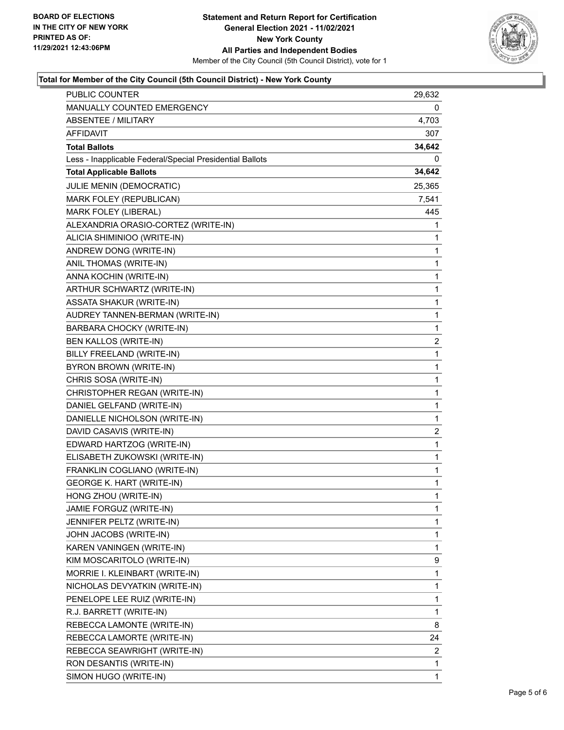BOARD OF ELECTIONS
IN THE CITY OF NEW YORK
PRINTED AS OF:
11/29/2021 12:43:06PM

**Statement and Return Report for Certification**
**General Election 2021 - 11/02/2021**
**New York County**
**All Parties and Independent Bodies**
Member of the City Council (5th Council District), vote for 1

### Total for Member of the City Council (5th Council District) - New York County

| | |
|---|---|
| PUBLIC COUNTER | 29,632 |
| MANUALLY COUNTED EMERGENCY | 0 |
| ABSENTEE / MILITARY | 4,703 |
| AFFIDAVIT | 307 |
| **Total Ballots** | **34,642** |
| Less - Inapplicable Federal/Special Presidential Ballots | 0 |
| **Total Applicable Ballots** | **34,642** |
| JULIE MENIN (DEMOCRATIC) | 25,365 |
| MARK FOLEY (REPUBLICAN) | 7,541 |
| MARK FOLEY (LIBERAL) | 445 |
| ALEXANDRIA ORASIO-CORTEZ (WRITE-IN) | 1 |
| ALICIA SHIMINIOO (WRITE-IN) | 1 |
| ANDREW DONG (WRITE-IN) | 1 |
| ANIL THOMAS (WRITE-IN) | 1 |
| ANNA KOCHIN (WRITE-IN) | 1 |
| ARTHUR SCHWARTZ (WRITE-IN) | 1 |
| ASSATA SHAKUR (WRITE-IN) | 1 |
| AUDREY TANNEN-BERMAN (WRITE-IN) | 1 |
| BARBARA CHOCKY (WRITE-IN) | 1 |
| BEN KALLOS (WRITE-IN) | 2 |
| BILLY FREELAND (WRITE-IN) | 1 |
| BYRON BROWN (WRITE-IN) | 1 |
| CHRIS SOSA (WRITE-IN) | 1 |
| CHRISTOPHER REGAN (WRITE-IN) | 1 |
| DANIEL GELFAND (WRITE-IN) | 1 |
| DANIELLE NICHOLSON (WRITE-IN) | 1 |
| DAVID CASAVIS (WRITE-IN) | 2 |
| EDWARD HARTZOG (WRITE-IN) | 1 |
| ELISABETH ZUKOWSKI (WRITE-IN) | 1 |
| FRANKLIN COGLIANO (WRITE-IN) | 1 |
| GEORGE K. HART (WRITE-IN) | 1 |
| HONG ZHOU (WRITE-IN) | 1 |
| JAMIE FORGUZ (WRITE-IN) | 1 |
| JENNIFER PELTZ (WRITE-IN) | 1 |
| JOHN JACOBS (WRITE-IN) | 1 |
| KAREN VANINGEN (WRITE-IN) | 1 |
| KIM MOSCARITOLO (WRITE-IN) | 9 |
| MORRIE I. KLEINBART (WRITE-IN) | 1 |
| NICHOLAS DEVYATKIN (WRITE-IN) | 1 |
| PENELOPE LEE RUIZ (WRITE-IN) | 1 |
| R.J. BARRETT (WRITE-IN) | 1 |
| REBECCA LAMONTE (WRITE-IN) | 8 |
| REBECCA LAMORTE (WRITE-IN) | 24 |
| REBECCA SEAWRIGHT (WRITE-IN) | 2 |
| RON DESANTIS (WRITE-IN) | 1 |
| SIMON HUGO (WRITE-IN) | 1 |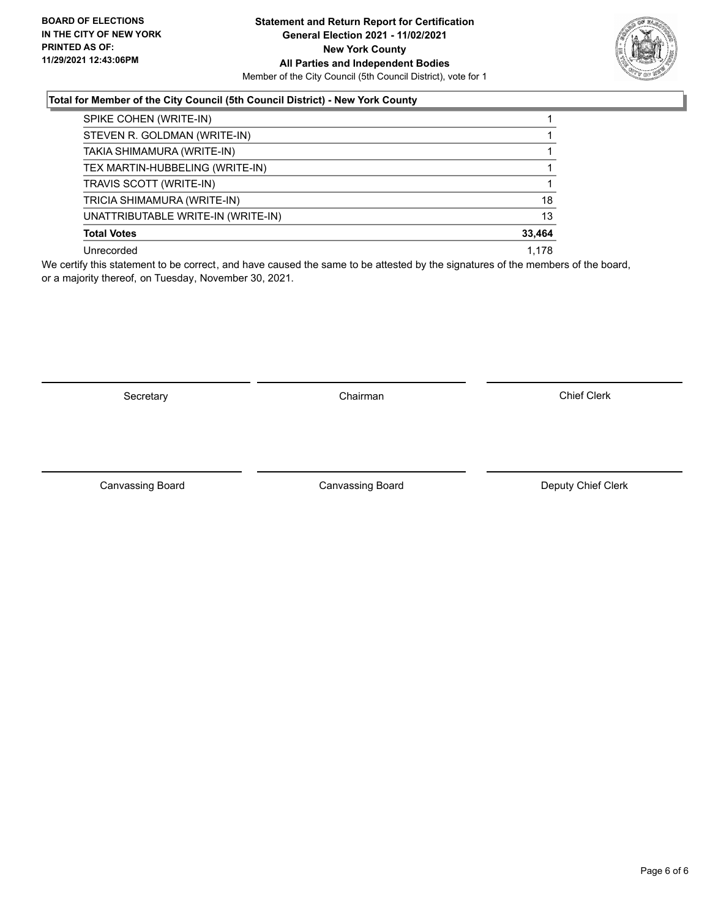**BOARD OF ELECTIONS IN THE CITY OF NEW YORK PRINTED AS OF: 11/29/2021 12:43:06PM**

**Statement and Return Report for Certification General Election 2021 - 11/02/2021 New York County All Parties and Independent Bodies**

Member of the City Council (5th Council District), vote for 1

**Total for Member of the City Council (5th Council District) - New York County**

| | |
|---|---|
| SPIKE COHEN (WRITE-IN) | 1 |
| STEVEN R. GOLDMAN (WRITE-IN) | 1 |
| TAKIA SHIMAMURA (WRITE-IN) | 1 |
| TEX MARTIN-HUBBELING (WRITE-IN) | 1 |
| TRAVIS SCOTT (WRITE-IN) | 1 |
| TRICIA SHIMAMURA (WRITE-IN) | 18 |
| UNATTRIBUTABLE WRITE-IN (WRITE-IN) | 13 |
| **Total Votes** | **33,464** |
| Unrecorded | 1,178 |

We certify this statement to be correct, and have caused the same to be attested by the signatures of the members of the board, or a majority thereof, on Tuesday, November 30, 2021.

Secretary

Chairman

Chief Clerk

Canvassing Board

Canvassing Board

Deputy Chief Clerk